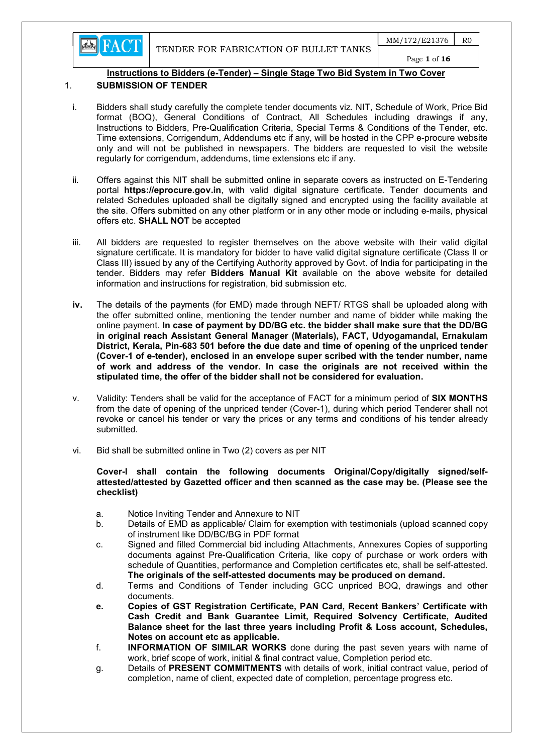## Instructions to Bidders (e-Tender) – Single Stage Two Bid System in Two Cover

### 1. SUBMISSION OF TENDER

i. Bidders shall study carefully the complete tender documents viz. NIT, Schedule of Work, Price Bid format (BOQ), General Conditions of Contract, All Schedules including drawings if any, Instructions to Bidders, Pre-Qualification Criteria, Special Terms & Conditions of the Tender, etc. Time extensions, Corrigendum, Addendums etc if any, will be hosted in the CPP e-procure website only and will not be published in newspapers. The bidders are requested to visit the website regularly for corrigendum, addendums, time extensions etc if any.

ii. Offers against this NIT shall be submitted online in separate covers as instructed on E-Tendering portal **https://eprocure.gov.in**, with valid digital signature certificate. Tender documents and related Schedules uploaded shall be digitally signed and encrypted using the facility available at the site. Offers submitted on any other platform or in any other mode or including e-mails, physical offers etc. **SHALL NOT** be accepted

iii. All bidders are requested to register themselves on the above website with their valid digital signature certificate. It is mandatory for bidder to have valid digital signature certificate (Class II or Class III) issued by any of the Certifying Authority approved by Govt. of India for participating in the tender. Bidders may refer **Bidders Manual Kit** available on the above website for detailed information and instructions for registration, bid submission etc.

**iv.** The details of the payments (for EMD) made through NEFT/ RTGS shall be uploaded along with the offer submitted online, mentioning the tender number and name of bidder while making the online payment. **In case of payment by DD/BG etc. the bidder shall make sure that the DD/BG in original reach Assistant General Manager (Materials), FACT, Udyogamandal, Ernakulam District, Kerala, Pin-683 501 before the due date and time of opening of the unpriced tender (Cover-1 of e-tender), enclosed in an envelope super scribed with the tender number, name of work and address of the vendor. In case the originals are not received within the stipulated time, the offer of the bidder shall not be considered for evaluation.**

v. Validity: Tenders shall be valid for the acceptance of FACT for a minimum period of **SIX MONTHS** from the date of opening of the unpriced tender (Cover-1), during which period Tenderer shall not revoke or cancel his tender or vary the prices or any terms and conditions of his tender already submitted.

vi. Bid shall be submitted online in Two (2) covers as per NIT

**Cover-I shall contain the following documents Original/Copy/digitally signed/self-attested/attested by Gazetted officer and then scanned as the case may be. (Please see the checklist)**

a. Notice Inviting Tender and Annexure to NIT

b. Details of EMD as applicable/ Claim for exemption with testimonials (upload scanned copy of instrument like DD/BC/BG in PDF format

c. Signed and filled Commercial bid including Attachments, Annexures Copies of supporting documents against Pre-Qualification Criteria, like copy of purchase or work orders with schedule of Quantities, performance and Completion certificates etc, shall be self-attested. **The originals of the self-attested documents may be produced on demand.**

d. Terms and Conditions of Tender including GCC unpriced BOQ, drawings and other documents.

**e. Copies of GST Registration Certificate, PAN Card, Recent Bankers' Certificate with Cash Credit and Bank Guarantee Limit, Required Solvency Certificate, Audited Balance sheet for the last three years including Profit & Loss account, Schedules, Notes on account etc as applicable.**

f. **INFORMATION OF SIMILAR WORKS** done during the past seven years with name of work, brief scope of work, initial & final contract value, Completion period etc.

g. Details of **PRESENT COMMITMENTS** with details of work, initial contract value, period of completion, name of client, expected date of completion, percentage progress etc.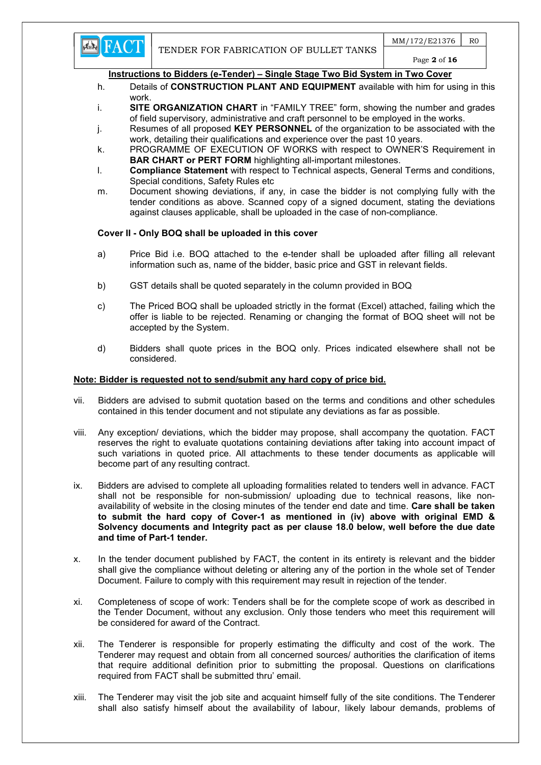**Instructions to Bidders (e-Tender) – Single Stage Two Bid System in Two Cover**

h. Details of **CONSTRUCTION PLANT AND EQUIPMENT** available with him for using in this work.

i. **SITE ORGANIZATION CHART** in "FAMILY TREE" form, showing the number and grades of field supervisory, administrative and craft personnel to be employed in the works.

j. Resumes of all proposed **KEY PERSONNEL** of the organization to be associated with the work, detailing their qualifications and experience over the past 10 years.

k. PROGRAMME OF EXECUTION OF WORKS with respect to OWNER'S Requirement in **BAR CHART or PERT FORM** highlighting all-important milestones.

l. **Compliance Statement** with respect to Technical aspects, General Terms and conditions, Special conditions, Safety Rules etc

m. Document showing deviations, if any, in case the bidder is not complying fully with the tender conditions as above. Scanned copy of a signed document, stating the deviations against clauses applicable, shall be uploaded in the case of non-compliance.

**Cover II - Only BOQ shall be uploaded in this cover**

a) Price Bid i.e. BOQ attached to the e-tender shall be uploaded after filling all relevant information such as, name of the bidder, basic price and GST in relevant fields.

b) GST details shall be quoted separately in the column provided in BOQ

c) The Priced BOQ shall be uploaded strictly in the format (Excel) attached, failing which the offer is liable to be rejected. Renaming or changing the format of BOQ sheet will not be accepted by the System.

d) Bidders shall quote prices in the BOQ only. Prices indicated elsewhere shall not be considered.

**Note: Bidder is requested not to send/submit any hard copy of price bid.**

vii. Bidders are advised to submit quotation based on the terms and conditions and other schedules contained in this tender document and not stipulate any deviations as far as possible.

viii. Any exception/ deviations, which the bidder may propose, shall accompany the quotation. FACT reserves the right to evaluate quotations containing deviations after taking into account impact of such variations in quoted price. All attachments to these tender documents as applicable will become part of any resulting contract.

ix. Bidders are advised to complete all uploading formalities related to tenders well in advance. FACT shall not be responsible for non-submission/ uploading due to technical reasons, like non-availability of website in the closing minutes of the tender end date and time. **Care shall be taken to submit the hard copy of Cover-1 as mentioned in (iv) above with original EMD & Solvency documents and Integrity pact as per clause 18.0 below, well before the due date and time of Part-1 tender.**

x. In the tender document published by FACT, the content in its entirety is relevant and the bidder shall give the compliance without deleting or altering any of the portion in the whole set of Tender Document. Failure to comply with this requirement may result in rejection of the tender.

xi. Completeness of scope of work: Tenders shall be for the complete scope of work as described in the Tender Document, without any exclusion. Only those tenders who meet this requirement will be considered for award of the Contract.

xii. The Tenderer is responsible for properly estimating the difficulty and cost of the work. The Tenderer may request and obtain from all concerned sources/ authorities the clarification of items that require additional definition prior to submitting the proposal. Questions on clarifications required from FACT shall be submitted thru' email.

xiii. The Tenderer may visit the job site and acquaint himself fully of the site conditions. The Tenderer shall also satisfy himself about the availability of labour, likely labour demands, problems of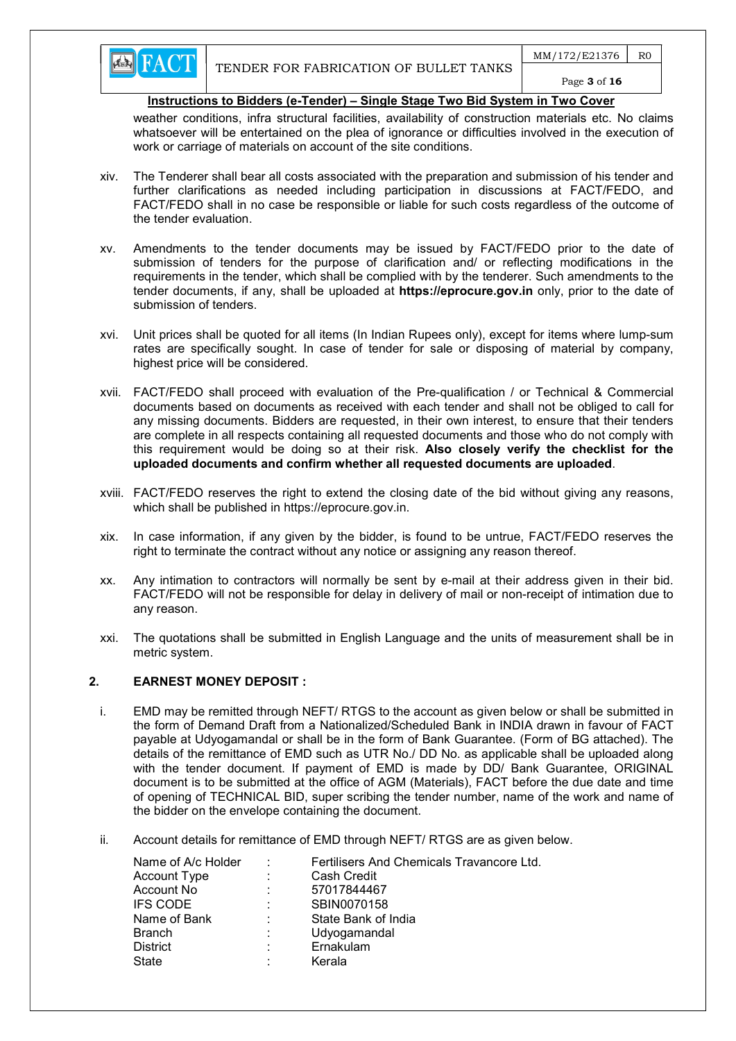weather conditions, infra structural facilities, availability of construction materials etc. No claims whatsoever will be entertained on the plea of ignorance or difficulties involved in the execution of work or carriage of materials on account of the site conditions.

xiv. The Tenderer shall bear all costs associated with the preparation and submission of his tender and further clarifications as needed including participation in discussions at FACT/FEDO, and FACT/FEDO shall in no case be responsible or liable for such costs regardless of the outcome of the tender evaluation.

xv. Amendments to the tender documents may be issued by FACT/FEDO prior to the date of submission of tenders for the purpose of clarification and/ or reflecting modifications in the requirements in the tender, which shall be complied with by the tenderer. Such amendments to the tender documents, if any, shall be uploaded at **https://eprocure.gov.in** only, prior to the date of submission of tenders.

xvi. Unit prices shall be quoted for all items (In Indian Rupees only), except for items where lump-sum rates are specifically sought. In case of tender for sale or disposing of material by company, highest price will be considered.

xvii. FACT/FEDO shall proceed with evaluation of the Pre-qualification / or Technical & Commercial documents based on documents as received with each tender and shall not be obliged to call for any missing documents. Bidders are requested, in their own interest, to ensure that their tenders are complete in all respects containing all requested documents and those who do not comply with this requirement would be doing so at their risk. **Also closely verify the checklist for the uploaded documents and confirm whether all requested documents are uploaded**.

xviii. FACT/FEDO reserves the right to extend the closing date of the bid without giving any reasons, which shall be published in https://eprocure.gov.in.

xix. In case information, if any given by the bidder, is found to be untrue, FACT/FEDO reserves the right to terminate the contract without any notice or assigning any reason thereof.

xx. Any intimation to contractors will normally be sent by e-mail at their address given in their bid. FACT/FEDO will not be responsible for delay in delivery of mail or non-receipt of intimation due to any reason.

xxi. The quotations shall be submitted in English Language and the units of measurement shall be in metric system.

## 2. EARNEST MONEY DEPOSIT :

i. EMD may be remitted through NEFT/ RTGS to the account as given below or shall be submitted in the form of Demand Draft from a Nationalized/Scheduled Bank in INDIA drawn in favour of FACT payable at Udyogamandal or shall be in the form of Bank Guarantee. (Form of BG attached). The details of the remittance of EMD such as UTR No./ DD No. as applicable shall be uploaded along with the tender document. If payment of EMD is made by DD/ Bank Guarantee, ORIGINAL document is to be submitted at the office of AGM (Materials), FACT before the due date and time of opening of TECHNICAL BID, super scribing the tender number, name of the work and name of the bidder on the envelope containing the document.

ii. Account details for remittance of EMD through NEFT/ RTGS are as given below.

| | | |
|---|---|---|
| Name of A/c Holder | : | Fertilisers And Chemicals Travancore Ltd. |
| Account Type | : | Cash Credit |
| Account No | : | 57017844467 |
| IFS CODE | : | SBIN0070158 |
| Name of Bank | : | State Bank of India |
| Branch | : | Udyogamandal |
| District | : | Ernakulam |
| State | : | Kerala |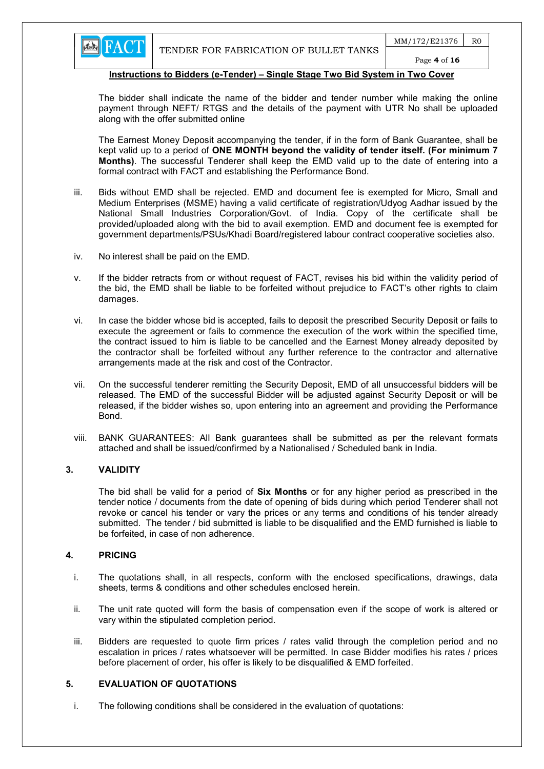## Instructions to Bidders (e-Tender) – Single Stage Two Bid System in Two Cover

The bidder shall indicate the name of the bidder and tender number while making the online payment through NEFT/ RTGS and the details of the payment with UTR No shall be uploaded along with the offer submitted online

The Earnest Money Deposit accompanying the tender, if in the form of Bank Guarantee, shall be kept valid up to a period of **ONE MONTH beyond the validity of tender itself. (For minimum 7 Months)**. The successful Tenderer shall keep the EMD valid up to the date of entering into a formal contract with FACT and establishing the Performance Bond.

iii. Bids without EMD shall be rejected. EMD and document fee is exempted for Micro, Small and Medium Enterprises (MSME) having a valid certificate of registration/Udyog Aadhar issued by the National Small Industries Corporation/Govt. of India. Copy of the certificate shall be provided/uploaded along with the bid to avail exemption. EMD and document fee is exempted for government departments/PSUs/Khadi Board/registered labour contract cooperative societies also.

iv. No interest shall be paid on the EMD.

v. If the bidder retracts from or without request of FACT, revises his bid within the validity period of the bid, the EMD shall be liable to be forfeited without prejudice to FACT's other rights to claim damages.

vi. In case the bidder whose bid is accepted, fails to deposit the prescribed Security Deposit or fails to execute the agreement or fails to commence the execution of the work within the specified time, the contract issued to him is liable to be cancelled and the Earnest Money already deposited by the contractor shall be forfeited without any further reference to the contractor and alternative arrangements made at the risk and cost of the Contractor.

vii. On the successful tenderer remitting the Security Deposit, EMD of all unsuccessful bidders will be released. The EMD of the successful Bidder will be adjusted against Security Deposit or will be released, if the bidder wishes so, upon entering into an agreement and providing the Performance Bond.

viii. BANK GUARANTEES: All Bank guarantees shall be submitted as per the relevant formats attached and shall be issued/confirmed by a Nationalised / Scheduled bank in India.

### 3. VALIDITY

The bid shall be valid for a period of **Six Months** or for any higher period as prescribed in the tender notice / documents from the date of opening of bids during which period Tenderer shall not revoke or cancel his tender or vary the prices or any terms and conditions of his tender already submitted. The tender / bid submitted is liable to be disqualified and the EMD furnished is liable to be forfeited, in case of non adherence.

### 4. PRICING

i. The quotations shall, in all respects, conform with the enclosed specifications, drawings, data sheets, terms & conditions and other schedules enclosed herein.

ii. The unit rate quoted will form the basis of compensation even if the scope of work is altered or vary within the stipulated completion period.

iii. Bidders are requested to quote firm prices / rates valid through the completion period and no escalation in prices / rates whatsoever will be permitted. In case Bidder modifies his rates / prices before placement of order, his offer is likely to be disqualified & EMD forfeited.

### 5. EVALUATION OF QUOTATIONS

i. The following conditions shall be considered in the evaluation of quotations: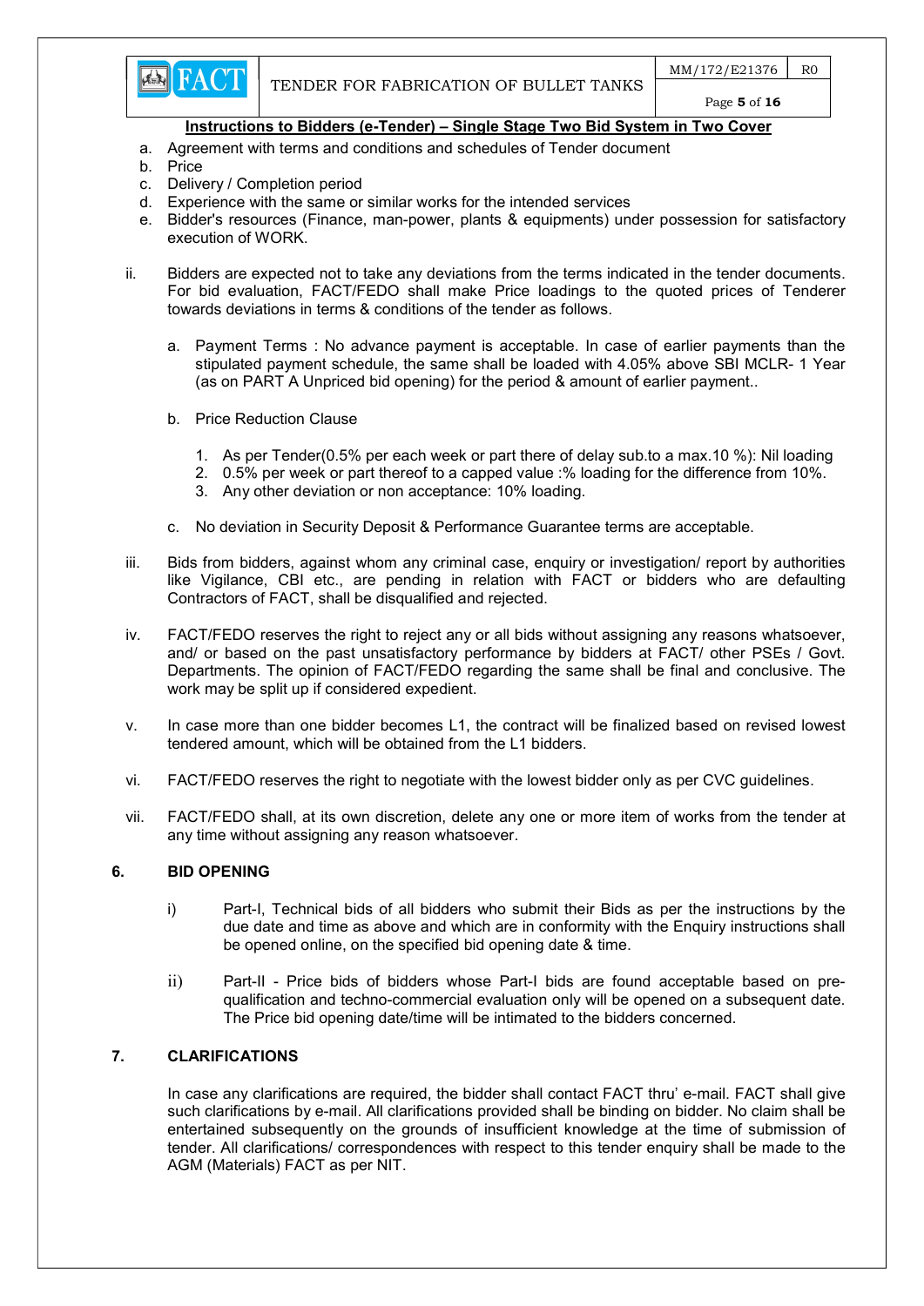**Instructions to Bidders (e-Tender) – Single Stage Two Bid System in Two Cover**

a. Agreement with terms and conditions and schedules of Tender document
b. Price
c. Delivery / Completion period
d. Experience with the same or similar works for the intended services
e. Bidder's resources (Finance, man-power, plants & equipments) under possession for satisfactory execution of WORK.

ii. Bidders are expected not to take any deviations from the terms indicated in the tender documents. For bid evaluation, FACT/FEDO shall make Price loadings to the quoted prices of Tenderer towards deviations in terms & conditions of the tender as follows.

   a. Payment Terms : No advance payment is acceptable. In case of earlier payments than the stipulated payment schedule, the same shall be loaded with 4.05% above SBI MCLR- 1 Year (as on PART A Unpriced bid opening) for the period & amount of earlier payment..

   b. Price Reduction Clause

      1. As per Tender(0.5% per each week or part there of delay sub.to a max.10 %): Nil loading
      2. 0.5% per week or part thereof to a capped value :% loading for the difference from 10%.
      3. Any other deviation or non acceptance: 10% loading.

   c. No deviation in Security Deposit & Performance Guarantee terms are acceptable.

iii. Bids from bidders, against whom any criminal case, enquiry or investigation/ report by authorities like Vigilance, CBI etc., are pending in relation with FACT or bidders who are defaulting Contractors of FACT, shall be disqualified and rejected.

iv. FACT/FEDO reserves the right to reject any or all bids without assigning any reasons whatsoever, and/ or based on the past unsatisfactory performance by bidders at FACT/ other PSEs / Govt. Departments. The opinion of FACT/FEDO regarding the same shall be final and conclusive. The work may be split up if considered expedient.

v. In case more than one bidder becomes L1, the contract will be finalized based on revised lowest tendered amount, which will be obtained from the L1 bidders.

vi. FACT/FEDO reserves the right to negotiate with the lowest bidder only as per CVC guidelines.

vii. FACT/FEDO shall, at its own discretion, delete any one or more item of works from the tender at any time without assigning any reason whatsoever.

## 6. BID OPENING

i) Part-I, Technical bids of all bidders who submit their Bids as per the instructions by the due date and time as above and which are in conformity with the Enquiry instructions shall be opened online, on the specified bid opening date & time.

ii) Part-II - Price bids of bidders whose Part-I bids are found acceptable based on pre-qualification and techno-commercial evaluation only will be opened on a subsequent date. The Price bid opening date/time will be intimated to the bidders concerned.

## 7. CLARIFICATIONS

In case any clarifications are required, the bidder shall contact FACT thru' e-mail. FACT shall give such clarifications by e-mail. All clarifications provided shall be binding on bidder. No claim shall be entertained subsequently on the grounds of insufficient knowledge at the time of submission of tender. All clarifications/ correspondences with respect to this tender enquiry shall be made to the AGM (Materials) FACT as per NIT.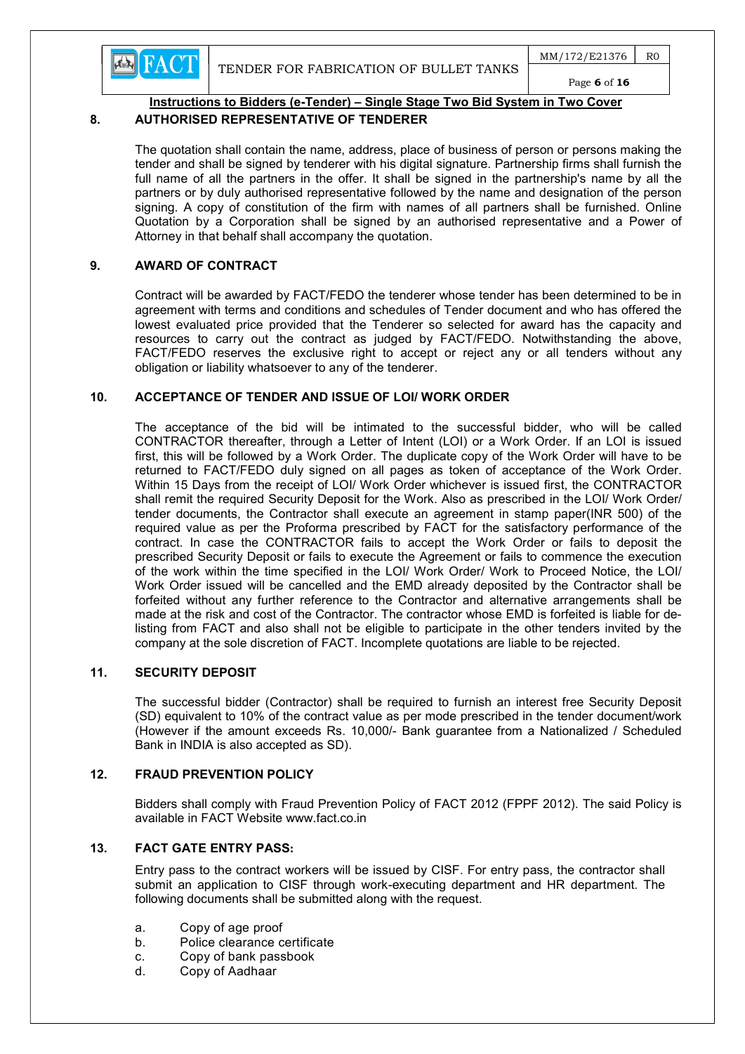**Instructions to Bidders (e-Tender) – Single Stage Two Bid System in Two Cover**

## 8. AUTHORISED REPRESENTATIVE OF TENDERER

The quotation shall contain the name, address, place of business of person or persons making the tender and shall be signed by tenderer with his digital signature. Partnership firms shall furnish the full name of all the partners in the offer. It shall be signed in the partnership's name by all the partners or by duly authorised representative followed by the name and designation of the person signing. A copy of constitution of the firm with names of all partners shall be furnished. Online Quotation by a Corporation shall be signed by an authorised representative and a Power of Attorney in that behalf shall accompany the quotation.

## 9. AWARD OF CONTRACT

Contract will be awarded by FACT/FEDO the tenderer whose tender has been determined to be in agreement with terms and conditions and schedules of Tender document and who has offered the lowest evaluated price provided that the Tenderer so selected for award has the capacity and resources to carry out the contract as judged by FACT/FEDO. Notwithstanding the above, FACT/FEDO reserves the exclusive right to accept or reject any or all tenders without any obligation or liability whatsoever to any of the tenderer.

## 10. ACCEPTANCE OF TENDER AND ISSUE OF LOI/ WORK ORDER

The acceptance of the bid will be intimated to the successful bidder, who will be called CONTRACTOR thereafter, through a Letter of Intent (LOI) or a Work Order. If an LOI is issued first, this will be followed by a Work Order. The duplicate copy of the Work Order will have to be returned to FACT/FEDO duly signed on all pages as token of acceptance of the Work Order. Within 15 Days from the receipt of LOI/ Work Order whichever is issued first, the CONTRACTOR shall remit the required Security Deposit for the Work. Also as prescribed in the LOI/ Work Order/ tender documents, the Contractor shall execute an agreement in stamp paper(INR 500) of the required value as per the Proforma prescribed by FACT for the satisfactory performance of the contract. In case the CONTRACTOR fails to accept the Work Order or fails to deposit the prescribed Security Deposit or fails to execute the Agreement or fails to commence the execution of the work within the time specified in the LOI/ Work Order/ Work to Proceed Notice, the LOI/ Work Order issued will be cancelled and the EMD already deposited by the Contractor shall be forfeited without any further reference to the Contractor and alternative arrangements shall be made at the risk and cost of the Contractor. The contractor whose EMD is forfeited is liable for de-listing from FACT and also shall not be eligible to participate in the other tenders invited by the company at the sole discretion of FACT. Incomplete quotations are liable to be rejected.

## 11. SECURITY DEPOSIT

The successful bidder (Contractor) shall be required to furnish an interest free Security Deposit (SD) equivalent to 10% of the contract value as per mode prescribed in the tender document/work (However if the amount exceeds Rs. 10,000/- Bank guarantee from a Nationalized / Scheduled Bank in INDIA is also accepted as SD).

## 12. FRAUD PREVENTION POLICY

Bidders shall comply with Fraud Prevention Policy of FACT 2012 (FPPF 2012). The said Policy is available in FACT Website www.fact.co.in

## 13. FACT GATE ENTRY PASS:

Entry pass to the contract workers will be issued by CISF. For entry pass, the contractor shall submit an application to CISF through work-executing department and HR department. The following documents shall be submitted along with the request.

a. Copy of age proof
b. Police clearance certificate
c. Copy of bank passbook
d. Copy of Aadhaar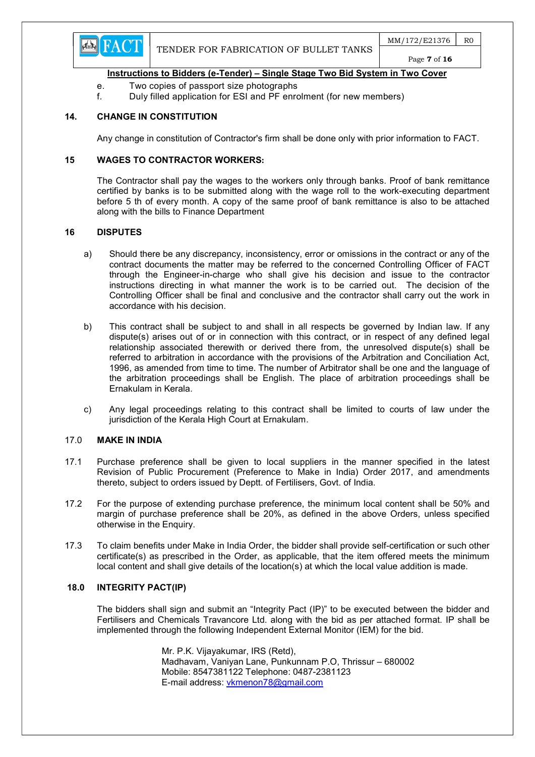e. Two copies of passport size photographs
f. Duly filled application for ESI and PF enrolment (for new members)

## 14. CHANGE IN CONSTITUTION

Any change in constitution of Contractor's firm shall be done only with prior information to FACT.

## 15 WAGES TO CONTRACTOR WORKERS:

The Contractor shall pay the wages to the workers only through banks. Proof of bank remittance certified by banks is to be submitted along with the wage roll to the work-executing department before 5 th of every month. A copy of the same proof of bank remittance is also to be attached along with the bills to Finance Department

## 16 DISPUTES

a) Should there be any discrepancy, inconsistency, error or omissions in the contract or any of the contract documents the matter may be referred to the concerned Controlling Officer of FACT through the Engineer-in-charge who shall give his decision and issue to the contractor instructions directing in what manner the work is to be carried out. The decision of the Controlling Officer shall be final and conclusive and the contractor shall carry out the work in accordance with his decision.

b) This contract shall be subject to and shall in all respects be governed by Indian law. If any dispute(s) arises out of or in connection with this contract, or in respect of any defined legal relationship associated therewith or derived there from, the unresolved dispute(s) shall be referred to arbitration in accordance with the provisions of the Arbitration and Conciliation Act, 1996, as amended from time to time. The number of Arbitrator shall be one and the language of the arbitration proceedings shall be English. The place of arbitration proceedings shall be Ernakulam in Kerala.

c) Any legal proceedings relating to this contract shall be limited to courts of law under the jurisdiction of the Kerala High Court at Ernakulam.

## 17.0 MAKE IN INDIA

17.1 Purchase preference shall be given to local suppliers in the manner specified in the latest Revision of Public Procurement (Preference to Make in India) Order 2017, and amendments thereto, subject to orders issued by Deptt. of Fertilisers, Govt. of India.

17.2 For the purpose of extending purchase preference, the minimum local content shall be 50% and margin of purchase preference shall be 20%, as defined in the above Orders, unless specified otherwise in the Enquiry.

17.3 To claim benefits under Make in India Order, the bidder shall provide self-certification or such other certificate(s) as prescribed in the Order, as applicable, that the item offered meets the minimum local content and shall give details of the location(s) at which the local value addition is made.

## 18.0 INTEGRITY PACT(IP)

The bidders shall sign and submit an "Integrity Pact (IP)" to be executed between the bidder and Fertilisers and Chemicals Travancore Ltd. along with the bid as per attached format. IP shall be implemented through the following Independent External Monitor (IEM) for the bid.

Mr. P.K. Vijayakumar, IRS (Retd),
Madhavam, Vaniyan Lane, Punkunnam P.O, Thrissur – 680002
Mobile: 8547381122 Telephone: 0487-2381123
E-mail address: vkmenon78@gmail.com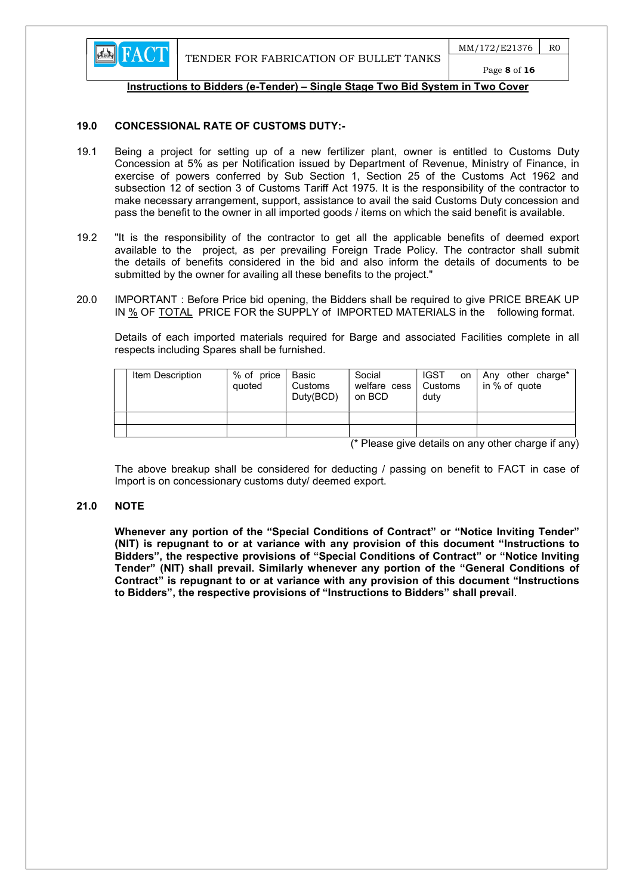**Instructions to Bidders (e-Tender) – Single Stage Two Bid System in Two Cover**

**19.0 CONCESSIONAL RATE OF CUSTOMS DUTY:-**

19.1 Being a project for setting up of a new fertilizer plant, owner is entitled to Customs Duty Concession at 5% as per Notification issued by Department of Revenue, Ministry of Finance, in exercise of powers conferred by Sub Section 1, Section 25 of the Customs Act 1962 and subsection 12 of section 3 of Customs Tariff Act 1975. It is the responsibility of the contractor to make necessary arrangement, support, assistance to avail the said Customs Duty concession and pass the benefit to the owner in all imported goods / items on which the said benefit is available.

19.2 "It is the responsibility of the contractor to get all the applicable benefits of deemed export available to the project, as per prevailing Foreign Trade Policy. The contractor shall submit the details of benefits considered in the bid and also inform the details of documents to be submitted by the owner for availing all these benefits to the project."

20.0 IMPORTANT : Before Price bid opening, the Bidders shall be required to give PRICE BREAK UP IN % OF TOTAL PRICE FOR the SUPPLY of IMPORTED MATERIALS in the following format.

Details of each imported materials required for Barge and associated Facilities complete in all respects including Spares shall be furnished.

| | Item Description | % of price quoted | Basic Customs Duty(BCD) | Social welfare cess on BCD | IGST on Customs duty | Any other charge* in % of quote |
|---|---|---|---|---|---|---|
| | | | | | | |
| | | | | | | |

(* Please give details on any other charge if any)

The above breakup shall be considered for deducting / passing on benefit to FACT in case of Import is on concessionary customs duty/ deemed export.

**21.0 NOTE**

**Whenever any portion of the "Special Conditions of Contract" or "Notice Inviting Tender" (NIT) is repugnant to or at variance with any provision of this document "Instructions to Bidders", the respective provisions of "Special Conditions of Contract" or "Notice Inviting Tender" (NIT) shall prevail. Similarly whenever any portion of the "General Conditions of Contract" is repugnant to or at variance with any provision of this document "Instructions to Bidders", the respective provisions of "Instructions to Bidders" shall prevail**.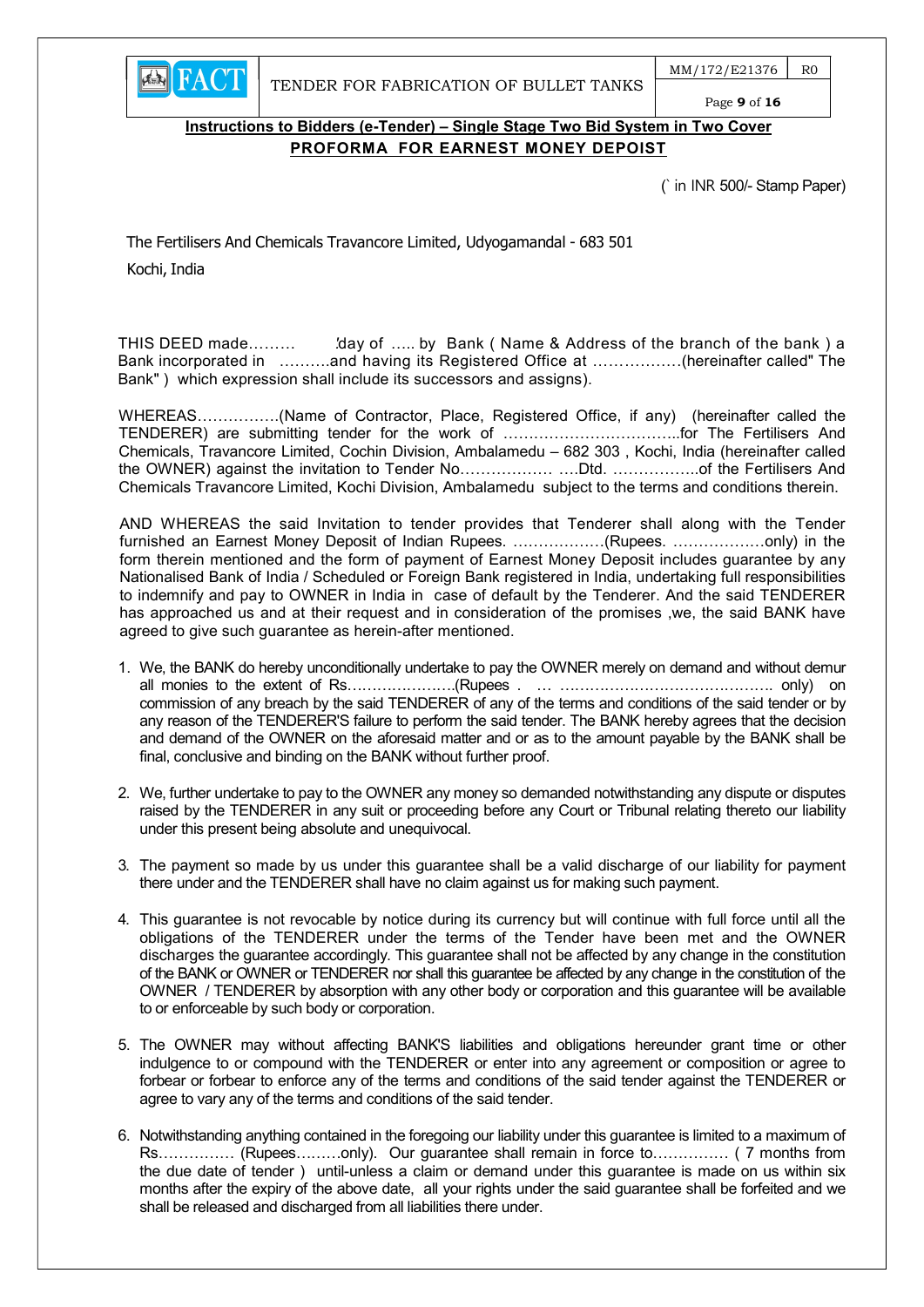## Instructions to Bidders (e-Tender) – Single Stage Two Bid System in Two Cover

## PROFORMA FOR EARNEST MONEY DEPOIST

(` in INR 500/- Stamp Paper)

The Fertilisers And Chemicals Travancore Limited, Udyogamandal - 683 501

Kochi, India

THIS DEED made……… day of ….. by Bank ( Name & Address of the branch of the bank ) a Bank incorporated in ……….and having its Registered Office at ……………..(hereinafter called" The Bank" ) which expression shall include its successors and assigns).

WHEREAS…………….(Name of Contractor, Place, Registered Office, if any) (hereinafter called the TENDERER) are submitting tender for the work of ……………………………..for The Fertilisers And Chemicals, Travancore Limited, Cochin Division, Ambalamedu – 682 303 , Kochi, India (hereinafter called the OWNER) against the invitation to Tender No……………… ….Dtd. ……………..of the Fertilisers And Chemicals Travancore Limited, Kochi Division, Ambalamedu subject to the terms and conditions therein.

AND WHEREAS the said Invitation to tender provides that Tenderer shall along with the Tender furnished an Earnest Money Deposit of Indian Rupees. ………………(Rupees. ………………only) in the form therein mentioned and the form of payment of Earnest Money Deposit includes guarantee by any Nationalised Bank of India / Scheduled or Foreign Bank registered in India, undertaking full responsibilities to indemnify and pay to OWNER in India in case of default by the Tenderer. And the said TENDERER has approached us and at their request and in consideration of the promises ,we, the said BANK have agreed to give such guarantee as herein-after mentioned.

1. We, the BANK do hereby unconditionally undertake to pay the OWNER merely on demand and without demur all monies to the extent of Rs…………………(Rupees . … ……………………………………. only) on commission of any breach by the said TENDERER of any of the terms and conditions of the said tender or by any reason of the TENDERER'S failure to perform the said tender. The BANK hereby agrees that the decision and demand of the OWNER on the aforesaid matter and or as to the amount payable by the BANK shall be final, conclusive and binding on the BANK without further proof.

2. We, further undertake to pay to the OWNER any money so demanded notwithstanding any dispute or disputes raised by the TENDERER in any suit or proceeding before any Court or Tribunal relating thereto our liability under this present being absolute and unequivocal.

3. The payment so made by us under this guarantee shall be a valid discharge of our liability for payment there under and the TENDERER shall have no claim against us for making such payment.

4. This guarantee is not revocable by notice during its currency but will continue with full force until all the obligations of the TENDERER under the terms of the Tender have been met and the OWNER discharges the guarantee accordingly. This guarantee shall not be affected by any change in the constitution of the BANK or OWNER or TENDERER nor shall this guarantee be affected by any change in the constitution of the OWNER / TENDERER by absorption with any other body or corporation and this guarantee will be available to or enforceable by such body or corporation.

5. The OWNER may without affecting BANK'S liabilities and obligations hereunder grant time or other indulgence to or compound with the TENDERER or enter into any agreement or composition or agree to forbear or forbear to enforce any of the terms and conditions of the said tender against the TENDERER or agree to vary any of the terms and conditions of the said tender.

6. Notwithstanding anything contained in the foregoing our liability under this guarantee is limited to a maximum of Rs…………… (Rupees………only). Our guarantee shall remain in force to………….. ( 7 months from the due date of tender ) until-unless a claim or demand under this guarantee is made on us within six months after the expiry of the above date, all your rights under the said guarantee shall be forfeited and we shall be released and discharged from all liabilities there under.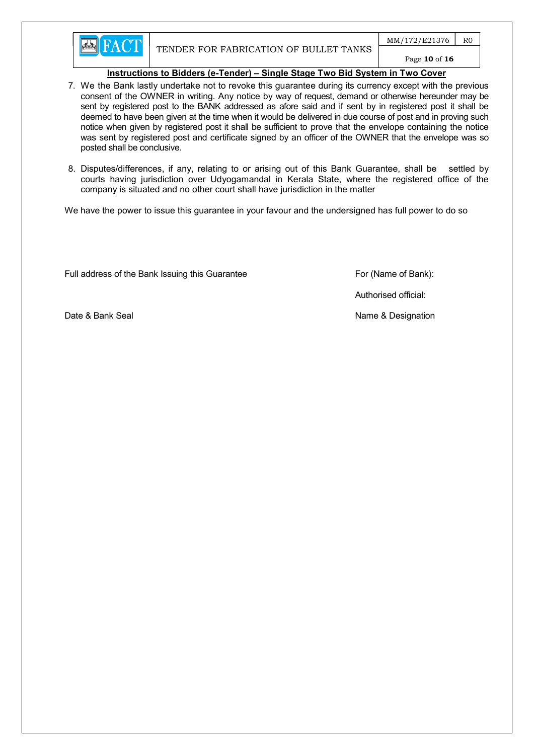**Instructions to Bidders (e-Tender) – Single Stage Two Bid System in Two Cover**

7. We the Bank lastly undertake not to revoke this guarantee during its currency except with the previous consent of the OWNER in writing. Any notice by way of request, demand or otherwise hereunder may be sent by registered post to the BANK addressed as afore said and if sent by in registered post it shall be deemed to have been given at the time when it would be delivered in due course of post and in proving such notice when given by registered post it shall be sufficient to prove that the envelope containing the notice was sent by registered post and certificate signed by an officer of the OWNER that the envelope was so posted shall be conclusive.

8. Disputes/differences, if any, relating to or arising out of this Bank Guarantee, shall be settled by courts having jurisdiction over Udyogamandal in Kerala State, where the registered office of the company is situated and no other court shall have jurisdiction in the matter

We have the power to issue this guarantee in your favour and the undersigned has full power to do so

Full address of the Bank Issuing this Guarantee

For (Name of Bank):

Authorised official:

Date & Bank Seal

Name & Designation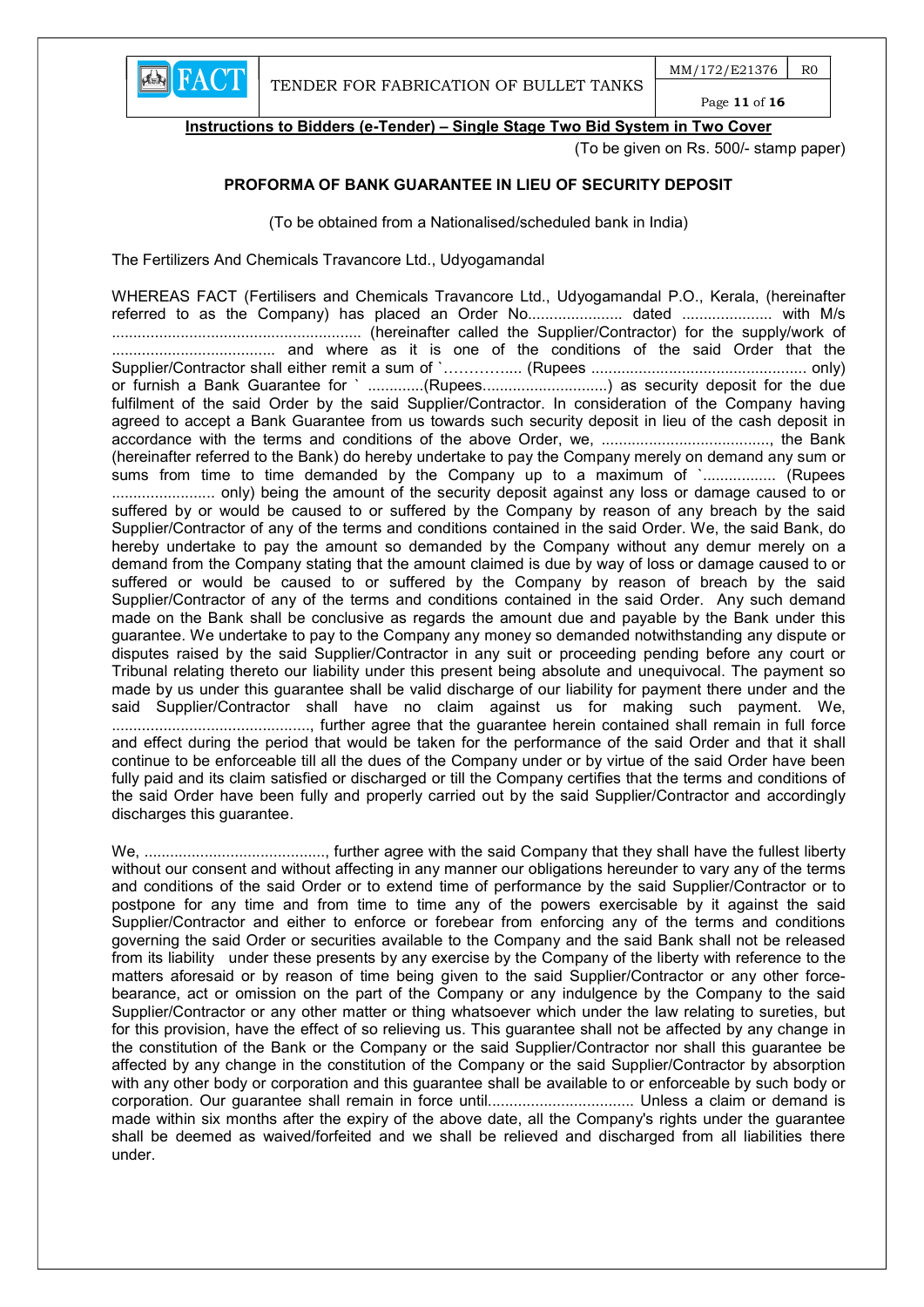**Instructions to Bidders (e-Tender) – Single Stage Two Bid System in Two Cover**

(To be given on Rs. 500/- stamp paper)

**PROFORMA OF BANK GUARANTEE IN LIEU OF SECURITY DEPOSIT**

(To be obtained from a Nationalised/scheduled bank in India)

The Fertilizers And Chemicals Travancore Ltd., Udyogamandal

WHEREAS FACT (Fertilisers and Chemicals Travancore Ltd., Udyogamandal P.O., Kerala, (hereinafter referred to as the Company) has placed an Order No...................... dated ..................... with M/s .......................................................... (hereinafter called the Supplier/Contractor) for the supply/work of ..................................... and where as it is one of the conditions of the said Order that the Supplier/Contractor shall either remit a sum of `………….... (Rupees .................................................. only) or furnish a Bank Guarantee for ` .............(Rupees.............................) as security deposit for the due fulfilment of the said Order by the said Supplier/Contractor. In consideration of the Company having agreed to accept a Bank Guarantee from us towards such security deposit in lieu of the cash deposit in accordance with the terms and conditions of the above Order, we, ......................................., the Bank (hereinafter referred to the Bank) do hereby undertake to pay the Company merely on demand any sum or sums from time to time demanded by the Company up to a maximum of `................. (Rupees ........................ only) being the amount of the security deposit against any loss or damage caused to or suffered by or would be caused to or suffered by the Company by reason of any breach by the said Supplier/Contractor of any of the terms and conditions contained in the said Order. We, the said Bank, do hereby undertake to pay the amount so demanded by the Company without any demur merely on a demand from the Company stating that the amount claimed is due by way of loss or damage caused to or suffered or would be caused to or suffered by the Company by reason of breach by the said Supplier/Contractor of any of the terms and conditions contained in the said Order. Any such demand made on the Bank shall be conclusive as regards the amount due and payable by the Bank under this guarantee. We undertake to pay to the Company any money so demanded notwithstanding any dispute or disputes raised by the said Supplier/Contractor in any suit or proceeding pending before any court or Tribunal relating thereto our liability under this present being absolute and unequivocal. The payment so made by us under this guarantee shall be valid discharge of our liability for payment there under and the said Supplier/Contractor shall have no claim against us for making such payment. We, .............................................., further agree that the guarantee herein contained shall remain in full force and effect during the period that would be taken for the performance of the said Order and that it shall continue to be enforceable till all the dues of the Company under or by virtue of the said Order have been fully paid and its claim satisfied or discharged or till the Company certifies that the terms and conditions of the said Order have been fully and properly carried out by the said Supplier/Contractor and accordingly discharges this guarantee.

We, ..........................................., further agree with the said Company that they shall have the fullest liberty without our consent and without affecting in any manner our obligations hereunder to vary any of the terms and conditions of the said Order or to extend time of performance by the said Supplier/Contractor or to postpone for any time and from time to time any of the powers exercisable by it against the said Supplier/Contractor and either to enforce or forebear from enforcing any of the terms and conditions governing the said Order or securities available to the Company and the said Bank shall not be released from its liability under these presents by any exercise by the Company of the liberty with reference to the matters aforesaid or by reason of time being given to the said Supplier/Contractor or any other force-bearance, act or omission on the part of the Company or any indulgence by the Company to the said Supplier/Contractor or any other matter or thing whatsoever which under the law relating to sureties, but for this provision, have the effect of so relieving us. This guarantee shall not be affected by any change in the constitution of the Bank or the Company or the said Supplier/Contractor nor shall this guarantee be affected by any change in the constitution of the Company or the said Supplier/Contractor by absorption with any other body or corporation and this guarantee shall be available to or enforceable by such body or corporation. Our guarantee shall remain in force until................................. Unless a claim or demand is made within six months after the expiry of the above date, all the Company's rights under the guarantee shall be deemed as waived/forfeited and we shall be relieved and discharged from all liabilities there under.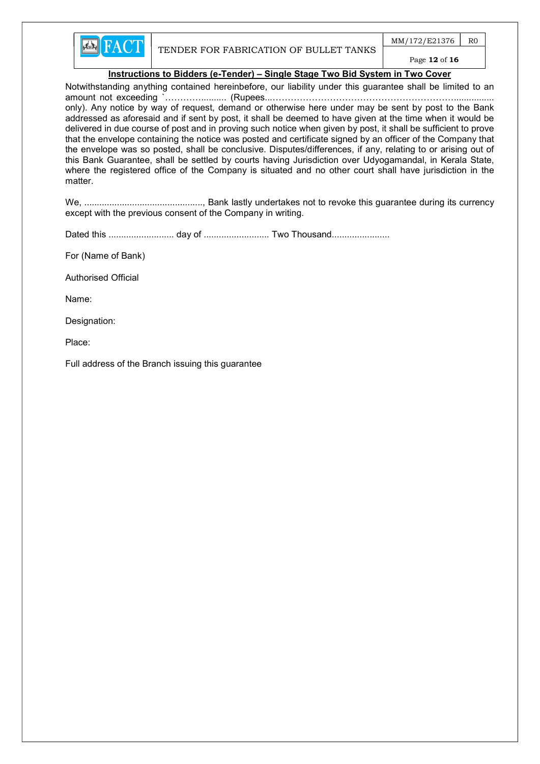**Instructions to Bidders (e-Tender) – Single Stage Two Bid System in Two Cover**

Notwithstanding anything contained hereinbefore, our liability under this guarantee shall be limited to an amount not exceeding `………........ (Rupees...……………………………………………………….............. only). Any notice by way of request, demand or otherwise here under may be sent by post to the Bank addressed as aforesaid and if sent by post, it shall be deemed to have given at the time when it would be delivered in due course of post and in proving such notice when given by post, it shall be sufficient to prove that the envelope containing the notice was posted and certificate signed by an officer of the Company that the envelope was so posted, shall be conclusive. Disputes/differences, if any, relating to or arising out of this Bank Guarantee, shall be settled by courts having Jurisdiction over Udyogamandal, in Kerala State, where the registered office of the Company is situated and no other court shall have jurisdiction in the matter.

We, ..............................................., Bank lastly undertakes not to revoke this guarantee during its currency except with the previous consent of the Company in writing.

Dated this .......................... day of .......................... Two Thousand.......................

For (Name of Bank)

Authorised Official

Name:

Designation:

Place:

Full address of the Branch issuing this guarantee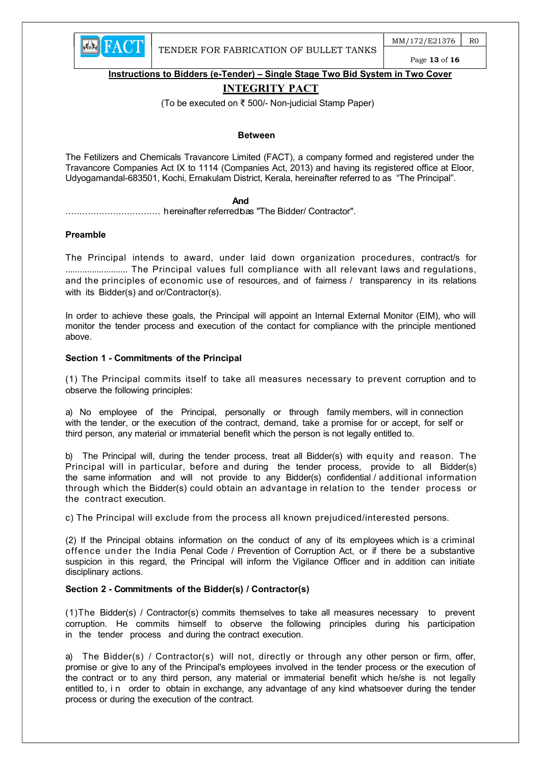**Instructions to Bidders (e-Tender) – Single Stage Two Bid System in Two Cover**

# INTEGRITY PACT

(To be executed on ₹ 500/- Non-judicial Stamp Paper)

**Between**

The Fetilizers and Chemicals Travancore Limited (FACT), a company formed and registered under the Travancore Companies Act IX to 1114 (Companies Act, 2013) and having its registered office at Eloor, Udyogamandal-683501, Kochi, Ernakulam District, Kerala, hereinafter referred to as "The Principal".

**And**

……………………………. hereinafter referredtbas "The Bidder/ Contractor".

**Preamble**

The Principal intends to award, under laid down organization procedures, contract/s for .......................... The Principal values full compliance with all relevant laws and regulations, and the principles of economic use of resources, and of fairness / transparency in its relations with its Bidder(s) and or/Contractor(s).

In order to achieve these goals, the Principal will appoint an Internal External Monitor (EIM), who will monitor the tender process and execution of the contact for compliance with the principle mentioned above.

**Section 1 - Commitments of the Principal**

(1) The Principal commits itself to take all measures necessary to prevent corruption and to observe the following principles:

a) No employee of the Principal, personally or through family members, will in connection with the tender, or the execution of the contract, demand, take a promise for or accept, for self or third person, any material or immaterial benefit which the person is not legally entitled to.

b) The Principal will, during the tender process, treat all Bidder(s) with equity and reason. The Principal will in particular, before and during the tender process, provide to all Bidder(s) the same information and will not provide to any Bidder(s) confidential / additional information through which the Bidder(s) could obtain an advantage in relation to the tender process or the contract execution.

c) The Principal will exclude from the process all known prejudiced/interested persons.

(2) If the Principal obtains information on the conduct of any of its employees which is a criminal offence under the India Penal Code / Prevention of Corruption Act, or if there be a substantive suspicion in this regard, the Principal will inform the Vigilance Officer and in addition can initiate disciplinary actions.

**Section 2 - Commitments of the Bidder(s) / Contractor(s)**

(1)The Bidder(s) / Contractor(s) commits themselves to take all measures necessary to prevent corruption. He commits himself to observe the following principles during his participation in the tender process and during the contract execution.

a) The Bidder(s) / Contractor(s) will not, directly or through any other person or firm, offer, promise or give to any of the Principal's employees involved in the tender process or the execution of the contract or to any third person, any material or immaterial benefit which he/she is not legally entitled to, in order to obtain in exchange, any advantage of any kind whatsoever during the tender process or during the execution of the contract.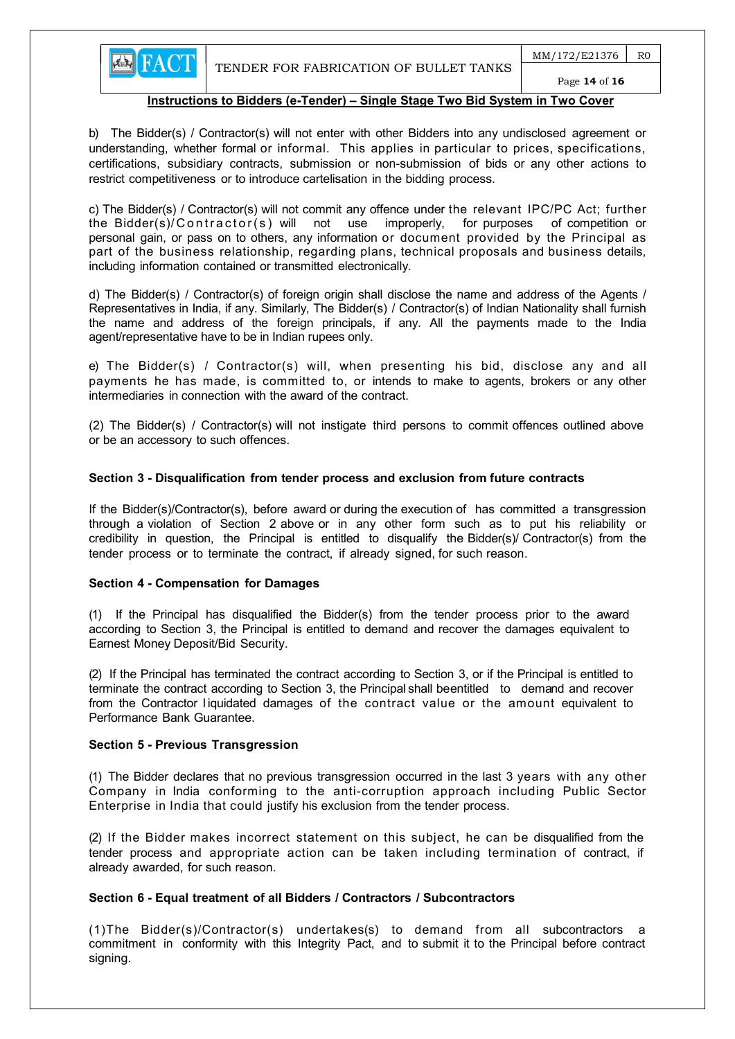**Instructions to Bidders (e-Tender) – Single Stage Two Bid System in Two Cover**

b) The Bidder(s) / Contractor(s) will not enter with other Bidders into any undisclosed agreement or understanding, whether formal or informal. This applies in particular to prices, specifications, certifications, subsidiary contracts, submission or non-submission of bids or any other actions to restrict competitiveness or to introduce cartelisation in the bidding process.

c) The Bidder(s) / Contractor(s) will not commit any offence under the relevant IPC/PC Act; further the Bidder(s)/Contractor(s) will not use improperly, for purposes of competition or personal gain, or pass on to others, any information or document provided by the Principal as part of the business relationship, regarding plans, technical proposals and business details, including information contained or transmitted electronically.

d) The Bidder(s) / Contractor(s) of foreign origin shall disclose the name and address of the Agents / Representatives in India, if any. Similarly, The Bidder(s) / Contractor(s) of Indian Nationality shall furnish the name and address of the foreign principals, if any. All the payments made to the India agent/representative have to be in Indian rupees only.

e) The Bidder(s) / Contractor(s) will, when presenting his bid, disclose any and all payments he has made, is committed to, or intends to make to agents, brokers or any other intermediaries in connection with the award of the contract.

(2) The Bidder(s) / Contractor(s) will not instigate third persons to commit offences outlined above or be an accessory to such offences.

**Section 3 - Disqualification from tender process and exclusion from future contracts**

If the Bidder(s)/Contractor(s), before award or during the execution of has committed a transgression through a violation of Section 2 above or in any other form such as to put his reliability or credibility in question, the Principal is entitled to disqualify the Bidder(s)/ Contractor(s) from the tender process or to terminate the contract, if already signed, for such reason.

**Section 4 - Compensation for Damages**

(1) If the Principal has disqualified the Bidder(s) from the tender process prior to the award according to Section 3, the Principal is entitled to demand and recover the damages equivalent to Earnest Money Deposit/Bid Security.

(2) If the Principal has terminated the contract according to Section 3, or if the Principal is entitled to terminate the contract according to Section 3, the Principal shall beentitled to demand and recover from the Contractor liquidated damages of the contract value or the amount equivalent to Performance Bank Guarantee.

**Section 5 - Previous Transgression**

(1) The Bidder declares that no previous transgression occurred in the last 3 years with any other Company in India conforming to the anti-corruption approach including Public Sector Enterprise in India that could justify his exclusion from the tender process.

(2) If the Bidder makes incorrect statement on this subject, he can be disqualified from the tender process and appropriate action can be taken including termination of contract, if already awarded, for such reason.

**Section 6 - Equal treatment of all Bidders / Contractors / Subcontractors**

(1)The Bidder(s)/Contractor(s) undertakes(s) to demand from all subcontractors a commitment in conformity with this Integrity Pact, and to submit it to the Principal before contract signing.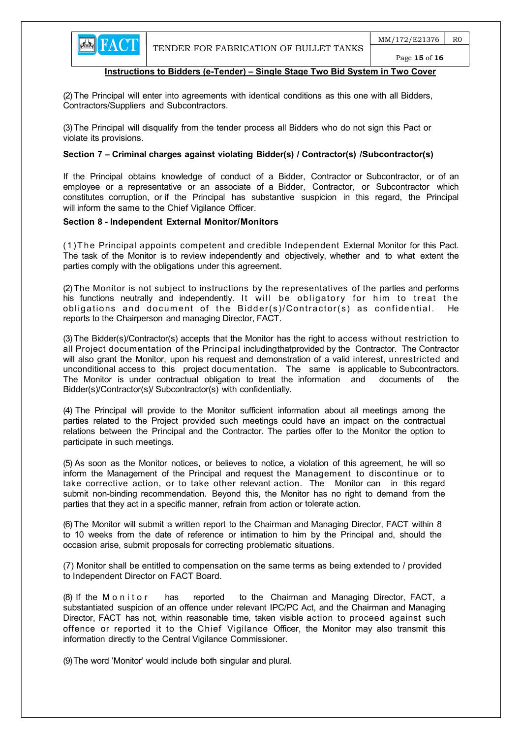(2) The Principal will enter into agreements with identical conditions as this one with all Bidders, Contractors/Suppliers and Subcontractors.

(3) The Principal will disqualify from the tender process all Bidders who do not sign this Pact or violate its provisions.

**Section 7 – Criminal charges against violating Bidder(s) / Contractor(s) /Subcontractor(s)**

If the Principal obtains knowledge of conduct of a Bidder, Contractor or Subcontractor, or of an employee or a representative or an associate of a Bidder, Contractor, or Subcontractor which constitutes corruption, or if the Principal has substantive suspicion in this regard, the Principal will inform the same to the Chief Vigilance Officer.

**Section 8 - Independent External Monitor/Monitors**

(1) The Principal appoints competent and credible Independent External Monitor for this Pact. The task of the Monitor is to review independently and objectively, whether and to what extent the parties comply with the obligations under this agreement.

(2) The Monitor is not subject to instructions by the representatives of the parties and performs his functions neutrally and independently. It will be obligatory for him to treat the obligations and document of the Bidder(s)/Contractor(s) as confidential. He reports to the Chairperson and managing Director, FACT.

(3) The Bidder(s)/Contractor(s) accepts that the Monitor has the right to access without restriction to all Project documentation of the Principal includingthatprovided by the Contractor. The Contractor will also grant the Monitor, upon his request and demonstration of a valid interest, unrestricted and unconditional access to this project documentation. The same is applicable to Subcontractors. The Monitor is under contractual obligation to treat the information and documents of the Bidder(s)/Contractor(s)/ Subcontractor(s) with confidentially.

(4) The Principal will provide to the Monitor sufficient information about all meetings among the parties related to the Project provided such meetings could have an impact on the contractual relations between the Principal and the Contractor. The parties offer to the Monitor the option to participate in such meetings.

(5) As soon as the Monitor notices, or believes to notice, a violation of this agreement, he will so inform the Management of the Principal and request the Management to discontinue or to take corrective action, or to take other relevant action. The Monitor can in this regard submit non-binding recommendation. Beyond this, the Monitor has no right to demand from the parties that they act in a specific manner, refrain from action or tolerate action.

(6) The Monitor will submit a written report to the Chairman and Managing Director, FACT within 8 to 10 weeks from the date of reference or intimation to him by the Principal and, should the occasion arise, submit proposals for correcting problematic situations.

(7) Monitor shall be entitled to compensation on the same terms as being extended to / provided to Independent Director on FACT Board.

(8) If the Monitor has reported to the Chairman and Managing Director, FACT, a substantiated suspicion of an offence under relevant IPC/PC Act, and the Chairman and Managing Director, FACT has not, within reasonable time, taken visible action to proceed against such offence or reported it to the Chief Vigilance Officer, the Monitor may also transmit this information directly to the Central Vigilance Commissioner.

(9) The word 'Monitor' would include both singular and plural.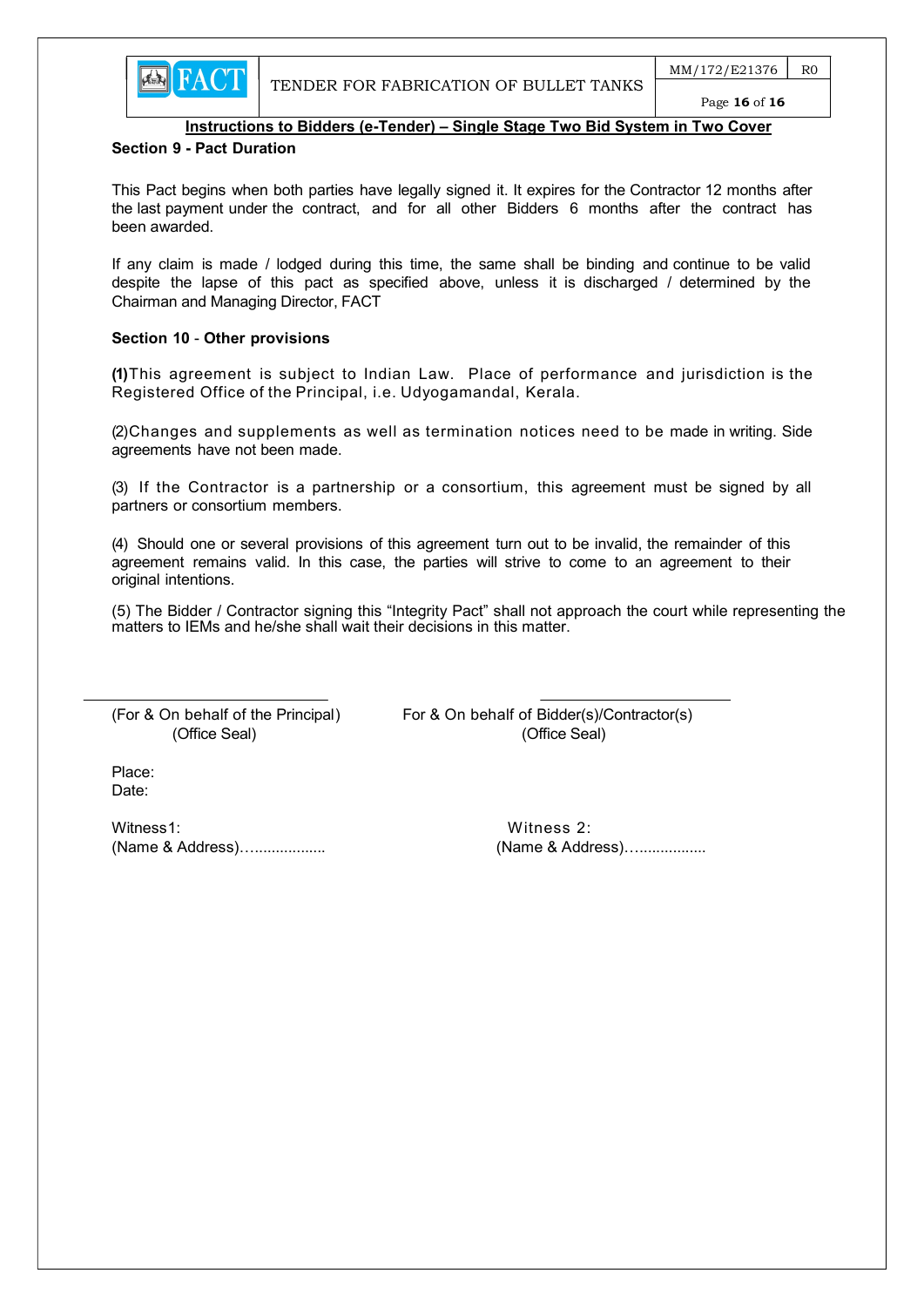**Instructions to Bidders (e-Tender) – Single Stage Two Bid System in Two Cover**

**Section 9 - Pact Duration**

This Pact begins when both parties have legally signed it. It expires for the Contractor 12 months after the last payment under the contract, and for all other Bidders 6 months after the contract has been awarded.

If any claim is made / lodged during this time, the same shall be binding and continue to be valid despite the lapse of this pact as specified above, unless it is discharged / determined by the Chairman and Managing Director, FACT

**Section 10** - **Other provisions**

**(1)** This agreement is subject to Indian Law. Place of performance and jurisdiction is the Registered Office of the Principal, i.e. Udyogamandal, Kerala.

(2) Changes and supplements as well as termination notices need to be made in writing. Side agreements have not been made.

(3) If the Contractor is a partnership or a consortium, this agreement must be signed by all partners or consortium members.

(4) Should one or several provisions of this agreement turn out to be invalid, the remainder of this agreement remains valid. In this case, the parties will strive to come to an agreement to their original intentions.

(5) The Bidder / Contractor signing this "Integrity Pact" shall not approach the court while representing the matters to IEMs and he/she shall wait their decisions in this matter.

\_\_\_\_\_\_\_\_\_\_\_\_\_\_\_\_\_\_\_\_\_\_\_\_\_\_\_\_\_\_
(For & On behalf of the Principal)
(Office Seal)

\_\_\_\_\_\_\_\_\_\_\_\_\_\_\_\_\_\_\_\_\_\_\_\_\_\_\_\_\_\_
For & On behalf of Bidder(s)/Contractor(s)
(Office Seal)

Place:
Date:

Witness1:
(Name & Address)…................

Witness 2:
(Name & Address)…................